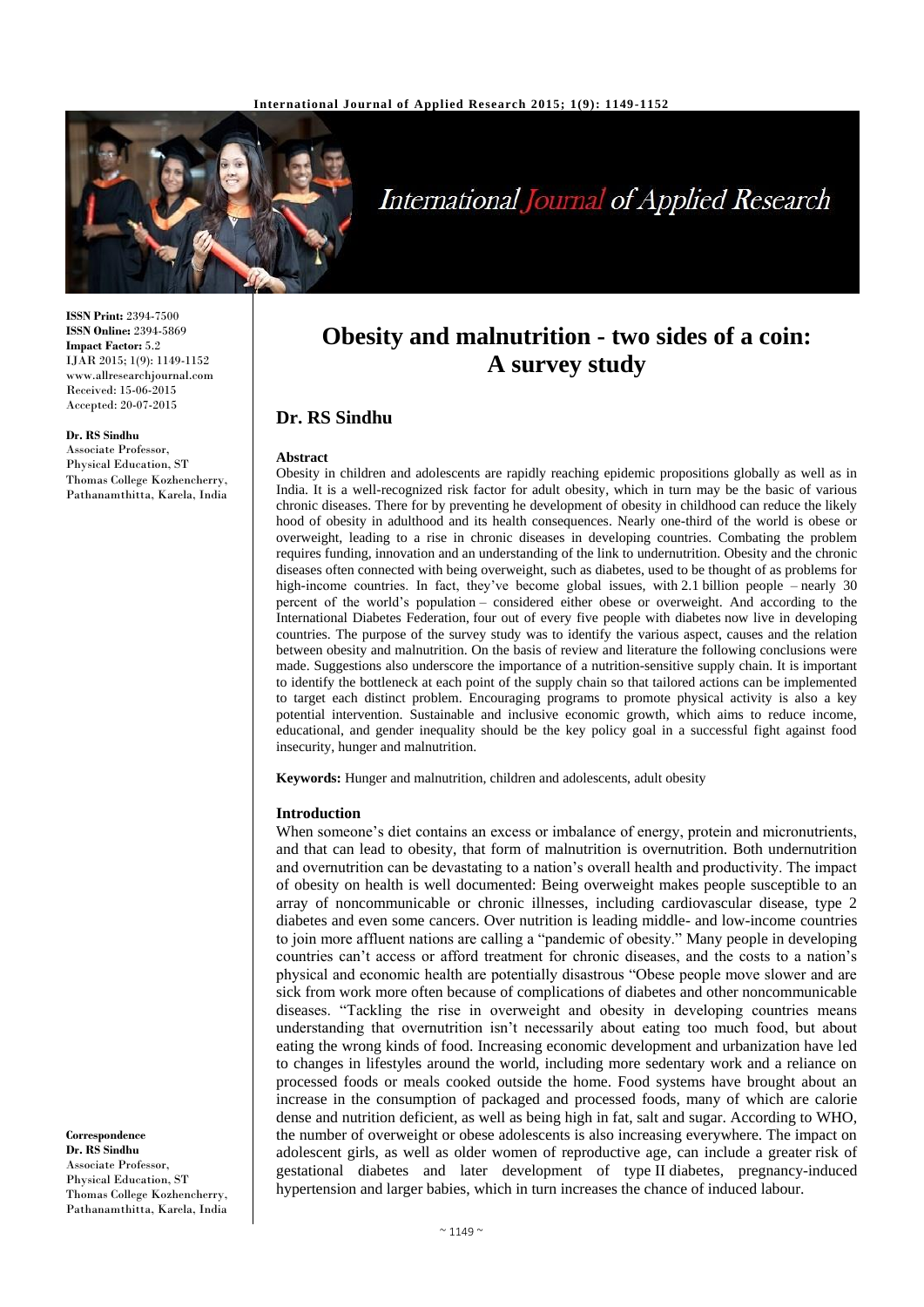# Obesity and malnutrition - two sides of a coin: A survey study

**Dr. RS Sindhu**

**ISSN Print:** 2394-7500
**ISSN Online:** 2394-5869
**Impact Factor:** 5.2
IJAR 2015; 1(9): 1149-1152
www.allresearchjournal.com
Received: 15-06-2015
Accepted: 20-07-2015

**Dr. RS Sindhu**
Associate Professor, Physical Education, ST Thomas College Kozhencherry, Pathanamthitta, Karela, India

**Correspondence**
**Dr. RS Sindhu**
Associate Professor, Physical Education, ST Thomas College Kozhencherry, Pathanamthitta, Karela, India

### Abstract

Obesity in children and adolescents are rapidly reaching epidemic propositions globally as well as in India. It is a well-recognized risk factor for adult obesity, which in turn may be the basic of various chronic diseases. There for by preventing he development of obesity in childhood can reduce the likely hood of obesity in adulthood and its health consequences. Nearly one-third of the world is obese or overweight, leading to a rise in chronic diseases in developing countries. Combating the problem requires funding, innovation and an understanding of the link to undernutrition. Obesity and the chronic diseases often connected with being overweight, such as diabetes, used to be thought of as problems for high-income countries. In fact, they've become global issues, with 2.1 billion people – nearly 30 percent of the world's population – considered either obese or overweight. And according to the International Diabetes Federation, four out of every five people with diabetes now live in developing countries. The purpose of the survey study was to identify the various aspect, causes and the relation between obesity and malnutrition. On the basis of review and literature the following conclusions were made. Suggestions also underscore the importance of a nutrition-sensitive supply chain. It is important to identify the bottleneck at each point of the supply chain so that tailored actions can be implemented to target each distinct problem. Encouraging programs to promote physical activity is also a key potential intervention. Sustainable and inclusive economic growth, which aims to reduce income, educational, and gender inequality should be the key policy goal in a successful fight against food insecurity, hunger and malnutrition.

**Keywords:** Hunger and malnutrition, children and adolescents, adult obesity

### Introduction

When someone's diet contains an excess or imbalance of energy, protein and micronutrients, and that can lead to obesity, that form of malnutrition is overnutrition. Both undernutrition and overnutrition can be devastating to a nation's overall health and productivity. The impact of obesity on health is well documented: Being overweight makes people susceptible to an array of noncommunicable or chronic illnesses, including cardiovascular disease, type 2 diabetes and even some cancers. Over nutrition is leading middle- and low-income countries to join more affluent nations are calling a "pandemic of obesity." Many people in developing countries can't access or afford treatment for chronic diseases, and the costs to a nation's physical and economic health are potentially disastrous "Obese people move slower and are sick from work more often because of complications of diabetes and other noncommunicable diseases. "Tackling the rise in overweight and obesity in developing countries means understanding that overnutrition isn't necessarily about eating too much food, but about eating the wrong kinds of food. Increasing economic development and urbanization have led to changes in lifestyles around the world, including more sedentary work and a reliance on processed foods or meals cooked outside the home. Food systems have brought about an increase in the consumption of packaged and processed foods, many of which are calorie dense and nutrition deficient, as well as being high in fat, salt and sugar. According to WHO, the number of overweight or obese adolescents is also increasing everywhere. The impact on adolescent girls, as well as older women of reproductive age, can include a greater risk of gestational diabetes and later development of type II diabetes, pregnancy-induced hypertension and larger babies, which in turn increases the chance of induced labour.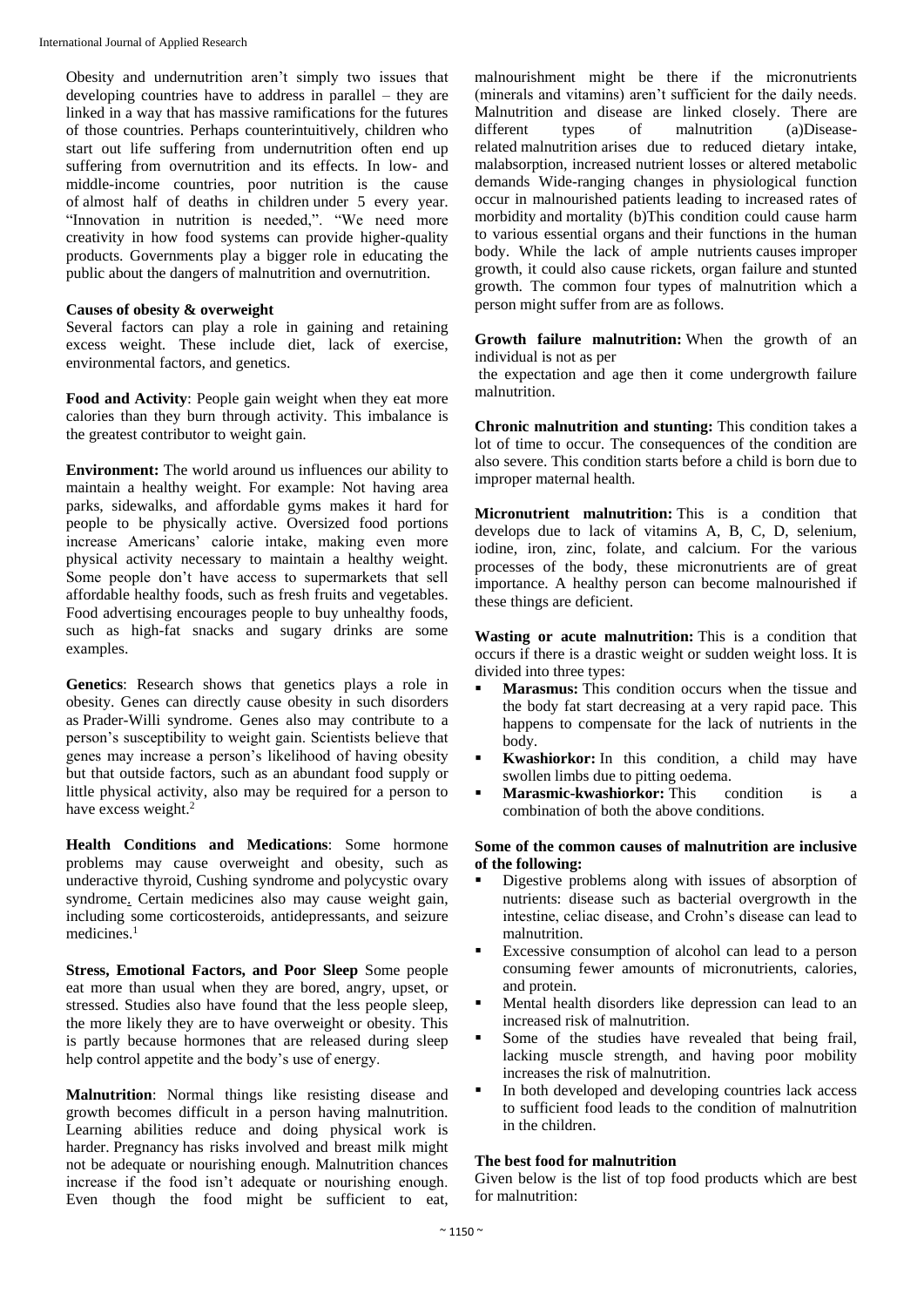Obesity and undernutrition aren't simply two issues that developing countries have to address in parallel – they are linked in a way that has massive ramifications for the futures of those countries. Perhaps counterintuitively, children who start out life suffering from undernutrition often end up suffering from overnutrition and its effects. In low- and middle-income countries, poor nutrition is the cause of almost half of deaths in children under 5 every year. "Innovation in nutrition is needed,". "We need more creativity in how food systems can provide higher-quality products. Governments play a bigger role in educating the public about the dangers of malnutrition and overnutrition.

**Causes of obesity & overweight**

Several factors can play a role in gaining and retaining excess weight. These include diet, lack of exercise, environmental factors, and genetics.

**Food and Activity**: People gain weight when they eat more calories than they burn through activity. This imbalance is the greatest contributor to weight gain.

**Environment:** The world around us influences our ability to maintain a healthy weight. For example: Not having area parks, sidewalks, and affordable gyms makes it hard for people to be physically active. Oversized food portions increase Americans' calorie intake, making even more physical activity necessary to maintain a healthy weight. Some people don't have access to supermarkets that sell affordable healthy foods, such as fresh fruits and vegetables. Food advertising encourages people to buy unhealthy foods, such as high-fat snacks and sugary drinks are some examples.

**Genetics**: Research shows that genetics plays a role in obesity. Genes can directly cause obesity in such disorders as Prader-Willi syndrome. Genes also may contribute to a person's susceptibility to weight gain. Scientists believe that genes may increase a person's likelihood of having obesity but that outside factors, such as an abundant food supply or little physical activity, also may be required for a person to have excess weight.[2]

**Health Conditions and Medications**: Some hormone problems may cause overweight and obesity, such as underactive thyroid, Cushing syndrome and polycystic ovary syndrome. Certain medicines also may cause weight gain, including some corticosteroids, antidepressants, and seizure medicines.[1]

**Stress, Emotional Factors, and Poor Sleep** Some people eat more than usual when they are bored, angry, upset, or stressed. Studies also have found that the less people sleep, the more likely they are to have overweight or obesity. This is partly because hormones that are released during sleep help control appetite and the body's use of energy.

**Malnutrition**: Normal things like resisting disease and growth becomes difficult in a person having malnutrition. Learning abilities reduce and doing physical work is harder. Pregnancy has risks involved and breast milk might not be adequate or nourishing enough. Malnutrition chances increase if the food isn't adequate or nourishing enough. Even though the food might be sufficient to eat, malnourishment might be there if the micronutrients (minerals and vitamins) aren't sufficient for the daily needs. Malnutrition and disease are linked closely. There are different types of malnutrition (a)Disease-related malnutrition arises due to reduced dietary intake, malabsorption, increased nutrient losses or altered metabolic demands Wide-ranging changes in physiological function occur in malnourished patients leading to increased rates of morbidity and mortality (b)This condition could cause harm to various essential organs and their functions in the human body. While the lack of ample nutrients causes improper growth, it could also cause rickets, organ failure and stunted growth. The common four types of malnutrition which a person might suffer from are as follows.

**Growth failure malnutrition:** When the growth of an individual is not as per the expectation and age then it come undergrowth failure malnutrition.

**Chronic malnutrition and stunting:** This condition takes a lot of time to occur. The consequences of the condition are also severe. This condition starts before a child is born due to improper maternal health.

**Micronutrient malnutrition:** This is a condition that develops due to lack of vitamins A, B, C, D, selenium, iodine, iron, zinc, folate, and calcium. For the various processes of the body, these micronutrients are of great importance. A healthy person can become malnourished if these things are deficient.

**Wasting or acute malnutrition:** This is a condition that occurs if there is a drastic weight or sudden weight loss. It is divided into three types:

- **Marasmus:** This condition occurs when the tissue and the body fat start decreasing at a very rapid pace. This happens to compensate for the lack of nutrients in the body.
- **Kwashiorkor:** In this condition, a child may have swollen limbs due to pitting oedema.
- **Marasmic-kwashiorkor:** This condition is a combination of both the above conditions.

**Some of the common causes of malnutrition are inclusive of the following:**

- Digestive problems along with issues of absorption of nutrients: disease such as bacterial overgrowth in the intestine, celiac disease, and Crohn's disease can lead to malnutrition.
- Excessive consumption of alcohol can lead to a person consuming fewer amounts of micronutrients, calories, and protein.
- Mental health disorders like depression can lead to an increased risk of malnutrition.
- Some of the studies have revealed that being frail, lacking muscle strength, and having poor mobility increases the risk of malnutrition.
- In both developed and developing countries lack access to sufficient food leads to the condition of malnutrition in the children.

**The best food for malnutrition**

Given below is the list of top food products which are best for malnutrition: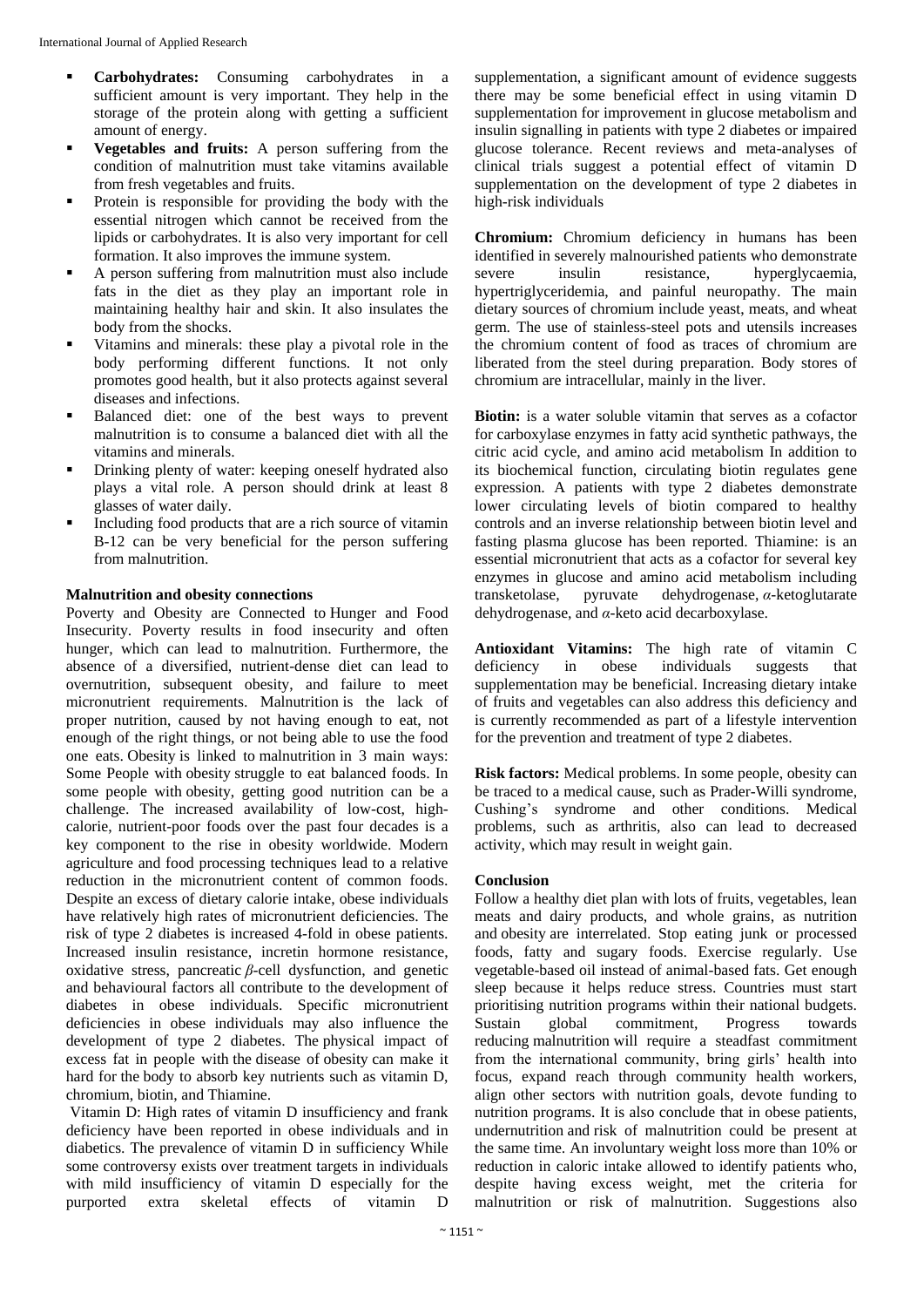- **Carbohydrates:** Consuming carbohydrates in a sufficient amount is very important. They help in the storage of the protein along with getting a sufficient amount of energy.
- **Vegetables and fruits:** A person suffering from the condition of malnutrition must take vitamins available from fresh vegetables and fruits.
- Protein is responsible for providing the body with the essential nitrogen which cannot be received from the lipids or carbohydrates. It is also very important for cell formation. It also improves the immune system.
- A person suffering from malnutrition must also include fats in the diet as they play an important role in maintaining healthy hair and skin. It also insulates the body from the shocks.
- Vitamins and minerals: these play a pivotal role in the body performing different functions. It not only promotes good health, but it also protects against several diseases and infections.
- Balanced diet: one of the best ways to prevent malnutrition is to consume a balanced diet with all the vitamins and minerals.
- Drinking plenty of water: keeping oneself hydrated also plays a vital role. A person should drink at least 8 glasses of water daily.
- Including food products that are a rich source of vitamin B-12 can be very beneficial for the person suffering from malnutrition.

**Malnutrition and obesity connections**

Poverty and Obesity are Connected to Hunger and Food Insecurity. Poverty results in food insecurity and often hunger, which can lead to malnutrition. Furthermore, the absence of a diversified, nutrient-dense diet can lead to overnutrition, subsequent obesity, and failure to meet micronutrient requirements. Malnutrition is the lack of proper nutrition, caused by not having enough to eat, not enough of the right things, or not being able to use the food one eats. Obesity is linked to malnutrition in 3 main ways: Some People with obesity struggle to eat balanced foods. In some people with obesity, getting good nutrition can be a challenge. The increased availability of low-cost, high-calorie, nutrient-poor foods over the past four decades is a key component to the rise in obesity worldwide. Modern agriculture and food processing techniques lead to a relative reduction in the micronutrient content of common foods. Despite an excess of dietary calorie intake, obese individuals have relatively high rates of micronutrient deficiencies. The risk of type 2 diabetes is increased 4-fold in obese patients. Increased insulin resistance, incretin hormone resistance, oxidative stress, pancreatic $\beta$-cell dysfunction, and genetic and behavioural factors all contribute to the development of diabetes in obese individuals. Specific micronutrient deficiencies in obese individuals may also influence the development of type 2 diabetes. The physical impact of excess fat in people with the disease of obesity can make it hard for the body to absorb key nutrients such as vitamin D, chromium, biotin, and Thiamine.

Vitamin D: High rates of vitamin D insufficiency and frank deficiency have been reported in obese individuals and in diabetics. The prevalence of vitamin D in sufficiency While some controversy exists over treatment targets in individuals with mild insufficiency of vitamin D especially for the purported extra skeletal effects of vitamin D supplementation, a significant amount of evidence suggests there may be some beneficial effect in using vitamin D supplementation for improvement in glucose metabolism and insulin signalling in patients with type 2 diabetes or impaired glucose tolerance. Recent reviews and meta-analyses of clinical trials suggest a potential effect of vitamin D supplementation on the development of type 2 diabetes in high-risk individuals

**Chromium:** Chromium deficiency in humans has been identified in severely malnourished patients who demonstrate severe insulin resistance, hyperglycaemia, hypertriglyceridemia, and painful neuropathy. The main dietary sources of chromium include yeast, meats, and wheat germ. The use of stainless-steel pots and utensils increases the chromium content of food as traces of chromium are liberated from the steel during preparation. Body stores of chromium are intracellular, mainly in the liver.

**Biotin:** is a water soluble vitamin that serves as a cofactor for carboxylase enzymes in fatty acid synthetic pathways, the citric acid cycle, and amino acid metabolism In addition to its biochemical function, circulating biotin regulates gene expression. A patients with type 2 diabetes demonstrate lower circulating levels of biotin compared to healthy controls and an inverse relationship between biotin level and fasting plasma glucose has been reported. Thiamine: is an essential micronutrient that acts as a cofactor for several key enzymes in glucose and amino acid metabolism including transketolase, pyruvate dehydrogenase, $\alpha$-ketoglutarate dehydrogenase, and $\alpha$-keto acid decarboxylase.

**Antioxidant Vitamins:** The high rate of vitamin C deficiency in obese individuals suggests that supplementation may be beneficial. Increasing dietary intake of fruits and vegetables can also address this deficiency and is currently recommended as part of a lifestyle intervention for the prevention and treatment of type 2 diabetes.

**Risk factors:** Medical problems. In some people, obesity can be traced to a medical cause, such as Prader-Willi syndrome, Cushing's syndrome and other conditions. Medical problems, such as arthritis, also can lead to decreased activity, which may result in weight gain.

**Conclusion**

Follow a healthy diet plan with lots of fruits, vegetables, lean meats and dairy products, and whole grains, as nutrition and obesity are interrelated. Stop eating junk or processed foods, fatty and sugary foods. Exercise regularly. Use vegetable-based oil instead of animal-based fats. Get enough sleep because it helps reduce stress. Countries must start prioritising nutrition programs within their national budgets. Sustain global commitment, Progress towards reducing malnutrition will require a steadfast commitment from the international community, bring girls' health into focus, expand reach through community health workers, align other sectors with nutrition goals, devote funding to nutrition programs. It is also conclude that in obese patients, undernutrition and risk of malnutrition could be present at the same time. An involuntary weight loss more than 10% or reduction in caloric intake allowed to identify patients who, despite having excess weight, met the criteria for malnutrition or risk of malnutrition. Suggestions also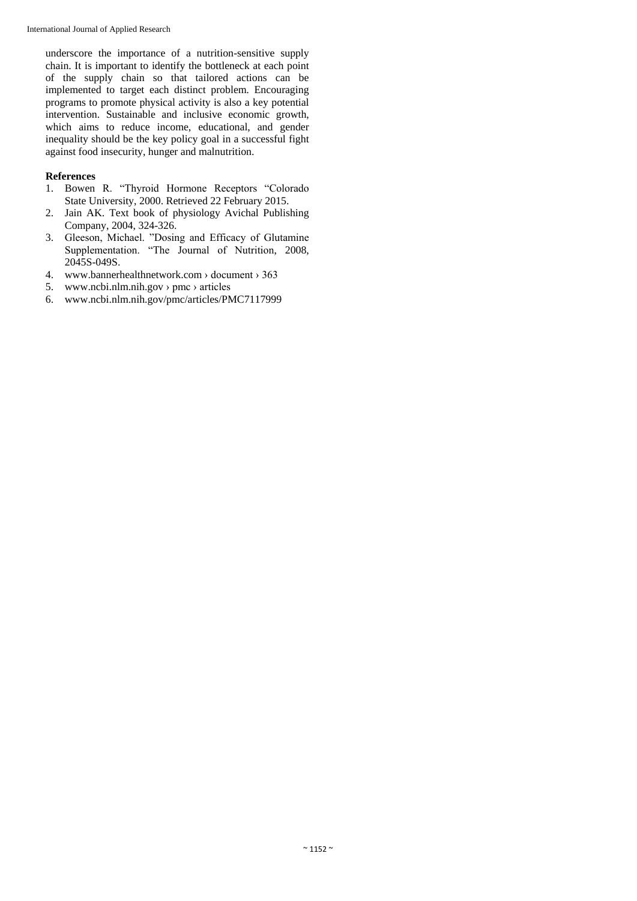underscore the importance of a nutrition-sensitive supply chain. It is important to identify the bottleneck at each point of the supply chain so that tailored actions can be implemented to target each distinct problem. Encouraging programs to promote physical activity is also a key potential intervention. Sustainable and inclusive economic growth, which aims to reduce income, educational, and gender inequality should be the key policy goal in a successful fight against food insecurity, hunger and malnutrition.

**References**

1. Bowen R. "Thyroid Hormone Receptors "Colorado State University, 2000. Retrieved 22 February 2015.
2. Jain AK. Text book of physiology Avichal Publishing Company, 2004, 324-326.
3. Gleeson, Michael. "Dosing and Efficacy of Glutamine Supplementation. "The Journal of Nutrition, 2008, 2045S-049S.
4. www.bannerhealthnetwork.com › document › 363
5. www.ncbi.nlm.nih.gov › pmc › articles
6. www.ncbi.nlm.nih.gov/pmc/articles/PMC7117999